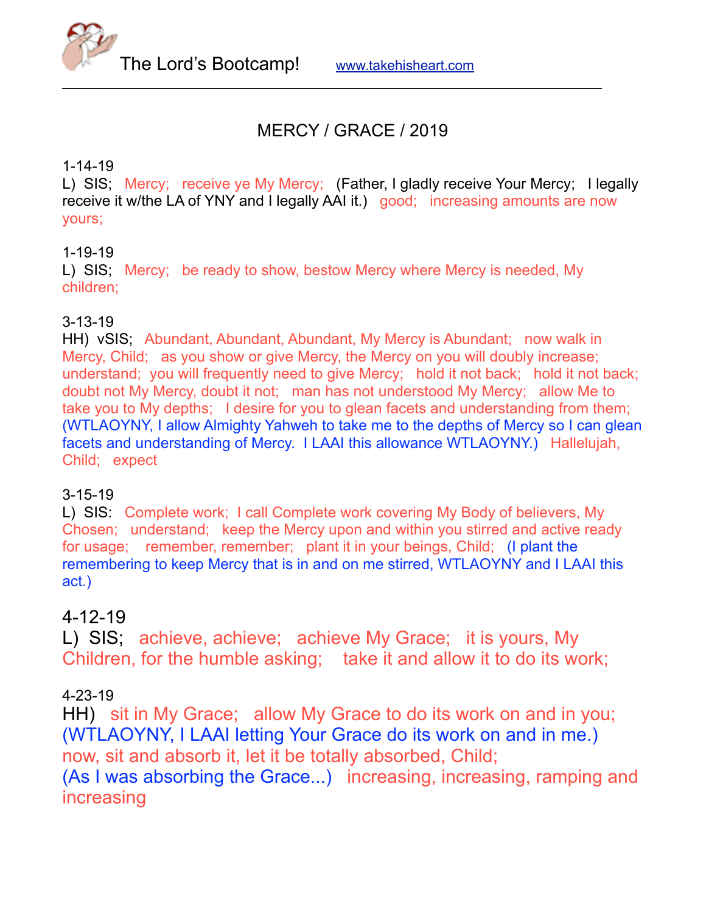The Lord's Bootcamp! www.takehisheart.com

# MERCY / GRACE / 2019

1-14-19
L) SIS; Mercy; receive ye My Mercy; (Father, I gladly receive Your Mercy; I legally receive it w/the LA of YNY and I legally AAI it.) good; increasing amounts are now yours;

1-19-19
L) SIS; Mercy; be ready to show, bestow Mercy where Mercy is needed, My children;

3-13-19
HH) vSIS; Abundant, Abundant, Abundant, My Mercy is Abundant; now walk in Mercy, Child; as you show or give Mercy, the Mercy on you will doubly increase; understand; you will frequently need to give Mercy; hold it not back; hold it not back; doubt not My Mercy, doubt it not; man has not understood My Mercy; allow Me to take you to My depths; I desire for you to glean facets and understanding from them; (WTLAOYNY, I allow Almighty Yahweh to take me to the depths of Mercy so I can glean facets and understanding of Mercy. I LAAI this allowance WTLAOYNY.) Hallelujah, Child; expect

3-15-19
L) SIS: Complete work; I call Complete work covering My Body of believers, My Chosen; understand; keep the Mercy upon and within you stirred and active ready for usage; remember, remember; plant it in your beings, Child; (I plant the remembering to keep Mercy that is in and on me stirred, WTLAOYNY and I LAAI this act.)

4-12-19
L) SIS; achieve, achieve; achieve My Grace; it is yours, My Children, for the humble asking; take it and allow it to do its work;

4-23-19
HH) sit in My Grace; allow My Grace to do its work on and in you; (WTLAOYNY, I LAAI letting Your Grace do its work on and in me.) now, sit and absorb it, let it be totally absorbed, Child;
(As I was absorbing the Grace...) increasing, increasing, ramping and increasing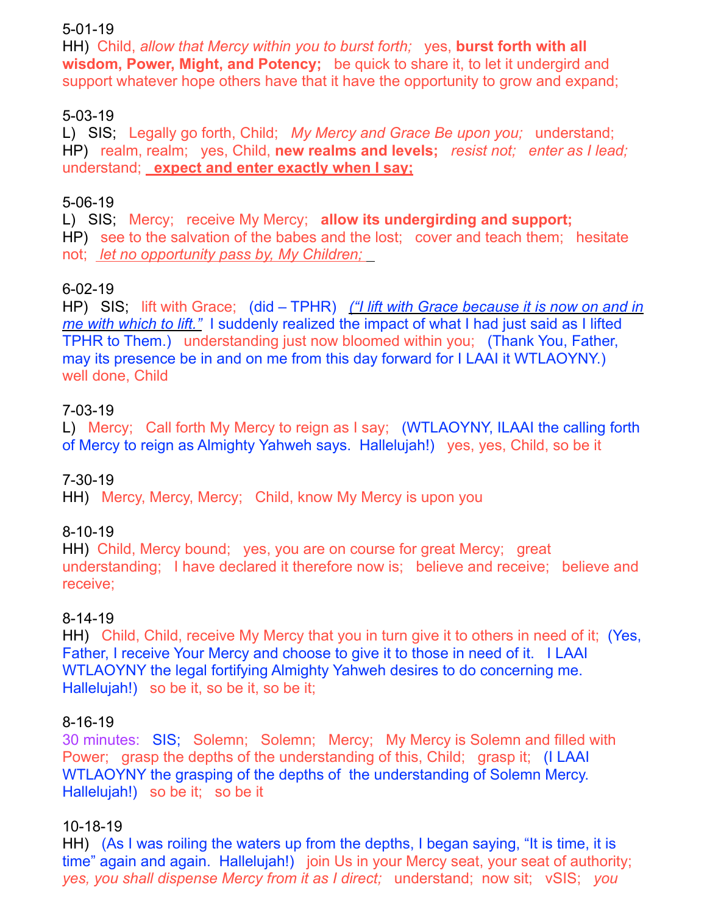5-01-19
HH) Child, *allow that Mercy within you to burst forth;* yes, **burst forth with all wisdom, Power, Might, and Potency;** be quick to share it, to let it undergird and support whatever hope others have that it have the opportunity to grow and expand;

5-03-19
L) SIS; Legally go forth, Child; *My Mercy and Grace Be upon you;* understand;
HP) realm, realm; yes, Child, **new realms and levels;** *resist not; enter as I lead;* understand; **expect and enter exactly when I say;**

5-06-19
L) SIS; Mercy; receive My Mercy; **allow its undergirding and support;**
HP) see to the salvation of the babes and the lost; cover and teach them; hesitate not; *let no opportunity pass by, My Children;*

6-02-19
HP) SIS; lift with Grace; (did – TPHR) *("I lift with Grace because it is now on and in me with which to lift."* I suddenly realized the impact of what I had just said as I lifted TPHR to Them.) understanding just now bloomed within you; (Thank You, Father, may its presence be in and on me from this day forward for I LAAI it WTLAOYNY.) well done, Child

7-03-19
L) Mercy; Call forth My Mercy to reign as I say; (WTLAOYNY, ILAAI the calling forth of Mercy to reign as Almighty Yahweh says. Hallelujah!) yes, yes, Child, so be it

7-30-19
HH) Mercy, Mercy, Mercy; Child, know My Mercy is upon you

8-10-19
HH) Child, Mercy bound; yes, you are on course for great Mercy; great understanding; I have declared it therefore now is; believe and receive; believe and receive;

8-14-19
HH) Child, Child, receive My Mercy that you in turn give it to others in need of it; (Yes, Father, I receive Your Mercy and choose to give it to those in need of it. I LAAI WTLAOYNY the legal fortifying Almighty Yahweh desires to do concerning me. Hallelujah!) so be it, so be it, so be it;

8-16-19
30 minutes: SIS; Solemn; Solemn; Mercy; My Mercy is Solemn and filled with Power; grasp the depths of the understanding of this, Child; grasp it; (I LAAI WTLAOYNY the grasping of the depths of the understanding of Solemn Mercy. Hallelujah!) so be it; so be it

10-18-19
HH) (As I was roiling the waters up from the depths, I began saying, "It is time, it is time" again and again. Hallelujah!) join Us in your Mercy seat, your seat of authority; *yes, you shall dispense Mercy from it as I direct;* understand; now sit; vSIS; *you*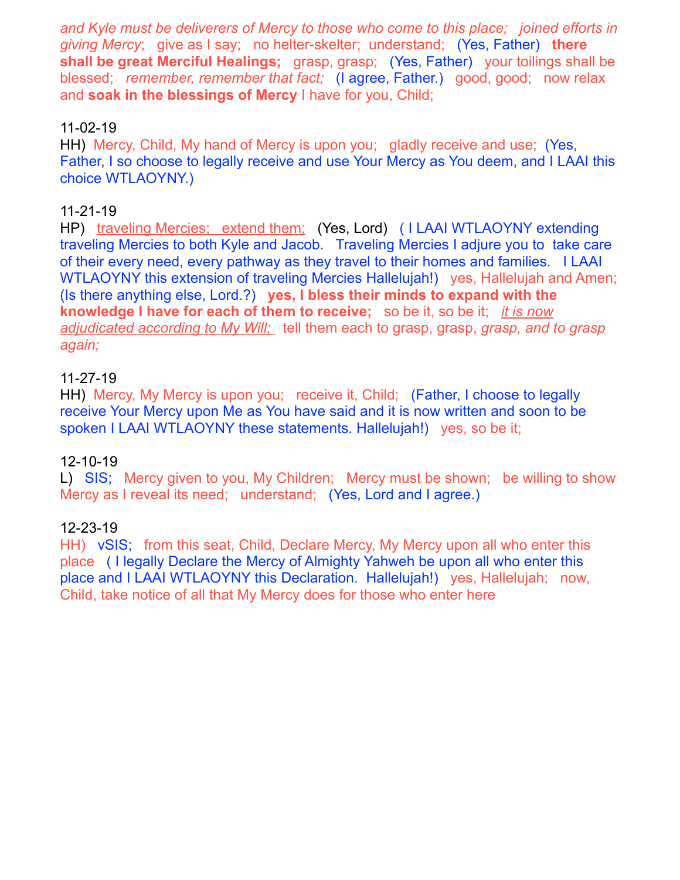*and Kyle must be deliverers of Mercy to those who come to this place;   joined efforts in giving Mercy*;   give as I say;   no helter-skelter;  understand;   (Yes, Father)   **there shall be great Merciful Healings;**   grasp, grasp;   (Yes, Father)   your toilings shall be blessed;   *remember, remember that fact;*   (I agree, Father.)   good, good;   now relax and **soak in the blessings of Mercy** I have for you, Child;

11-02-19
HH)  Mercy, Child, My hand of Mercy is upon you;   gladly receive and use;  (Yes, Father, I so choose to legally receive and use Your Mercy as You deem, and I LAAI this choice WTLAOYNY.)

11-21-19
HP)  traveling Mercies;   extend them;   (Yes, Lord)   ( I LAAI WTLAOYNY extending traveling Mercies to both Kyle and Jacob.   Traveling Mercies I adjure you to  take care of their every need, every pathway as they travel to their homes and families.   I LAAI WTLAOYNY this extension of traveling Mercies Hallelujah!)   yes, Hallelujah and Amen;   (Is there anything else, Lord.?)   **yes, I bless their minds to expand with the knowledge I have for each of them to receive;**   so be it, so be it;   *it is now adjudicated according to My Will;*   tell them each to grasp, grasp, *grasp, and to grasp again;*

11-27-19
HH)  Mercy, My Mercy is upon you;   receive it, Child;   (Father, I choose to legally receive Your Mercy upon Me as You have said and it is now written and soon to be spoken I LAAI WTLAOYNY these statements. Hallelujah!)   yes, so be it;

12-10-19
L)   SIS;   Mercy given to you, My Children;   Mercy must be shown;   be willing to show Mercy as I reveal its need;   understand;   (Yes, Lord and I agree.)

12-23-19
HH)   vSIS;   from this seat, Child, Declare Mercy, My Mercy upon all who enter this place   ( I legally Declare the Mercy of Almighty Yahweh be upon all who enter this place and I LAAI WTLAOYNY this Declaration.  Hallelujah!)   yes, Hallelujah;   now, Child, take notice of all that My Mercy does for those who enter here